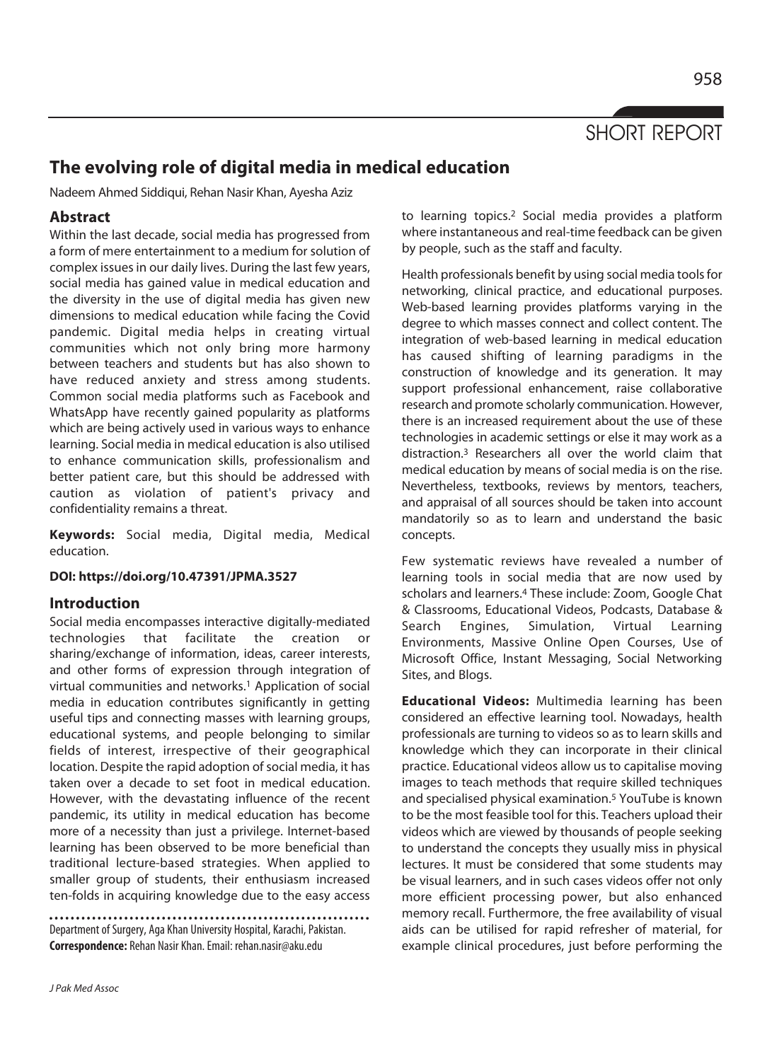SHORT REPORT

# The evolving role of digital media in medical education

Nadeem Ahmed Siddiqui, Rehan Nasir Khan, Ayesha Aziz

## Abstract

Within the last decade, social media has progressed from a form of mere entertainment to a medium for solution of complex issues in our daily lives. During the last few years, social media has gained value in medical education and the diversity in the use of digital media has given new dimensions to medical education while facing the Covid pandemic. Digital media helps in creating virtual communities which not only bring more harmony between teachers and students but has also shown to have reduced anxiety and stress among students. Common social media platforms such as Facebook and WhatsApp have recently gained popularity as platforms which are being actively used in various ways to enhance learning. Social media in medical education is also utilised to enhance communication skills, professionalism and better patient care, but this should be addressed with caution as violation of patient's privacy and confidentiality remains a threat.

**Keywords:** Social media, Digital media, Medical education.

**DOI: https://doi.org/10.47391/JPMA.3527**

## Introduction

Social media encompasses interactive digitally-mediated technologies that facilitate the creation or sharing/exchange of information, ideas, career interests, and other forms of expression through integration of virtual communities and networks.[1] Application of social media in education contributes significantly in getting useful tips and connecting masses with learning groups, educational systems, and people belonging to similar fields of interest, irrespective of their geographical location. Despite the rapid adoption of social media, it has taken over a decade to set foot in medical education. However, with the devastating influence of the recent pandemic, its utility in medical education has become more of a necessity than just a privilege. Internet-based learning has been observed to be more beneficial than traditional lecture-based strategies. When applied to smaller group of students, their enthusiasm increased ten-folds in acquiring knowledge due to the easy access to learning topics.[2] Social media provides a platform where instantaneous and real-time feedback can be given by people, such as the staff and faculty.

Health professionals benefit by using social media tools for networking, clinical practice, and educational purposes. Web-based learning provides platforms varying in the degree to which masses connect and collect content. The integration of web-based learning in medical education has caused shifting of learning paradigms in the construction of knowledge and its generation. It may support professional enhancement, raise collaborative research and promote scholarly communication. However, there is an increased requirement about the use of these technologies in academic settings or else it may work as a distraction.[3] Researchers all over the world claim that medical education by means of social media is on the rise. Nevertheless, textbooks, reviews by mentors, teachers, and appraisal of all sources should be taken into account mandatorily so as to learn and understand the basic concepts.

Few systematic reviews have revealed a number of learning tools in social media that are now used by scholars and learners.[4] These include: Zoom, Google Chat & Classrooms, Educational Videos, Podcasts, Database & Search Engines, Simulation, Virtual Learning Environments, Massive Online Open Courses, Use of Microsoft Office, Instant Messaging, Social Networking Sites, and Blogs.

**Educational Videos:** Multimedia learning has been considered an effective learning tool. Nowadays, health professionals are turning to videos so as to learn skills and knowledge which they can incorporate in their clinical practice. Educational videos allow us to capitalise moving images to teach methods that require skilled techniques and specialised physical examination.[5] YouTube is known to be the most feasible tool for this. Teachers upload their videos which are viewed by thousands of people seeking to understand the concepts they usually miss in physical lectures. It must be considered that some students may be visual learners, and in such cases videos offer not only more efficient processing power, but also enhanced memory recall. Furthermore, the free availability of visual aids can be utilised for rapid refresher of material, for example clinical procedures, just before performing the

Department of Surgery, Aga Khan University Hospital, Karachi, Pakistan.
**Correspondence:** Rehan Nasir Khan. Email: rehan.nasir@aku.edu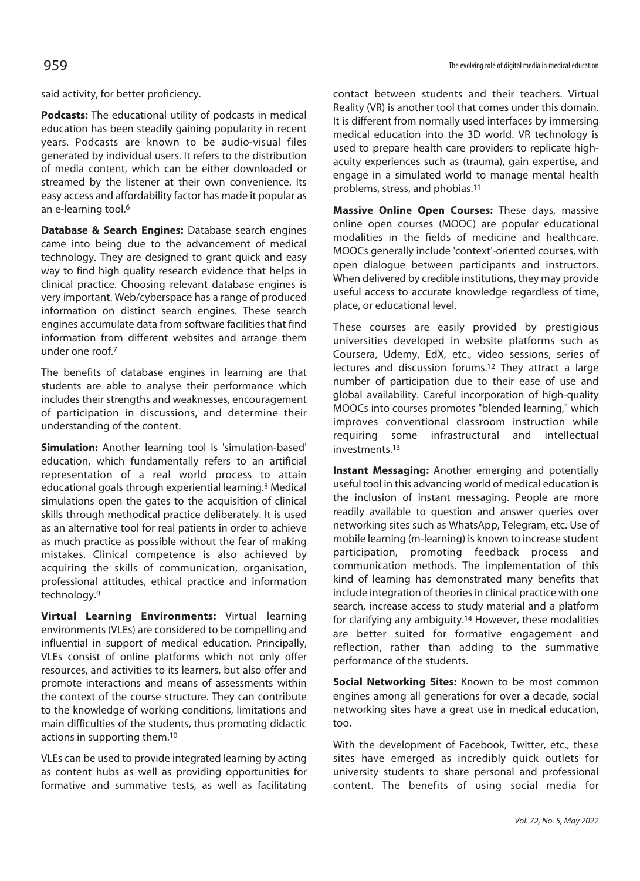said activity, for better proficiency.

**Podcasts:** The educational utility of podcasts in medical education has been steadily gaining popularity in recent years. Podcasts are known to be audio-visual files generated by individual users. It refers to the distribution of media content, which can be either downloaded or streamed by the listener at their own convenience. Its easy access and affordability factor has made it popular as an e-learning tool.[6]

**Database & Search Engines:** Database search engines came into being due to the advancement of medical technology. They are designed to grant quick and easy way to find high quality research evidence that helps in clinical practice. Choosing relevant database engines is very important. Web/cyberspace has a range of produced information on distinct search engines. These search engines accumulate data from software facilities that find information from different websites and arrange them under one roof.[7]

The benefits of database engines in learning are that students are able to analyse their performance which includes their strengths and weaknesses, encouragement of participation in discussions, and determine their understanding of the content.

**Simulation:** Another learning tool is 'simulation-based' education, which fundamentally refers to an artificial representation of a real world process to attain educational goals through experiential learning.[8] Medical simulations open the gates to the acquisition of clinical skills through methodical practice deliberately. It is used as an alternative tool for real patients in order to achieve as much practice as possible without the fear of making mistakes. Clinical competence is also achieved by acquiring the skills of communication, organisation, professional attitudes, ethical practice and information technology.[9]

**Virtual Learning Environments:** Virtual learning environments (VLEs) are considered to be compelling and influential in support of medical education. Principally, VLEs consist of online platforms which not only offer resources, and activities to its learners, but also offer and promote interactions and means of assessments within the context of the course structure. They can contribute to the knowledge of working conditions, limitations and main difficulties of the students, thus promoting didactic actions in supporting them.[10]

VLEs can be used to provide integrated learning by acting as content hubs as well as providing opportunities for formative and summative tests, as well as facilitating contact between students and their teachers. Virtual Reality (VR) is another tool that comes under this domain. It is different from normally used interfaces by immersing medical education into the 3D world. VR technology is used to prepare health care providers to replicate high-acuity experiences such as (trauma), gain expertise, and engage in a simulated world to manage mental health problems, stress, and phobias.[11]

**Massive Online Open Courses:** These days, massive online open courses (MOOC) are popular educational modalities in the fields of medicine and healthcare. MOOCs generally include 'context'-oriented courses, with open dialogue between participants and instructors. When delivered by credible institutions, they may provide useful access to accurate knowledge regardless of time, place, or educational level.

These courses are easily provided by prestigious universities developed in website platforms such as Coursera, Udemy, EdX, etc., video sessions, series of lectures and discussion forums.[12] They attract a large number of participation due to their ease of use and global availability. Careful incorporation of high-quality MOOCs into courses promotes "blended learning," which improves conventional classroom instruction while requiring some infrastructural and intellectual investments.[13]

**Instant Messaging:** Another emerging and potentially useful tool in this advancing world of medical education is the inclusion of instant messaging. People are more readily available to question and answer queries over networking sites such as WhatsApp, Telegram, etc. Use of mobile learning (m-learning) is known to increase student participation, promoting feedback process and communication methods. The implementation of this kind of learning has demonstrated many benefits that include integration of theories in clinical practice with one search, increase access to study material and a platform for clarifying any ambiguity.[14] However, these modalities are better suited for formative engagement and reflection, rather than adding to the summative performance of the students.

**Social Networking Sites:** Known to be most common engines among all generations for over a decade, social networking sites have a great use in medical education, too.

With the development of Facebook, Twitter, etc., these sites have emerged as incredibly quick outlets for university students to share personal and professional content. The benefits of using social media for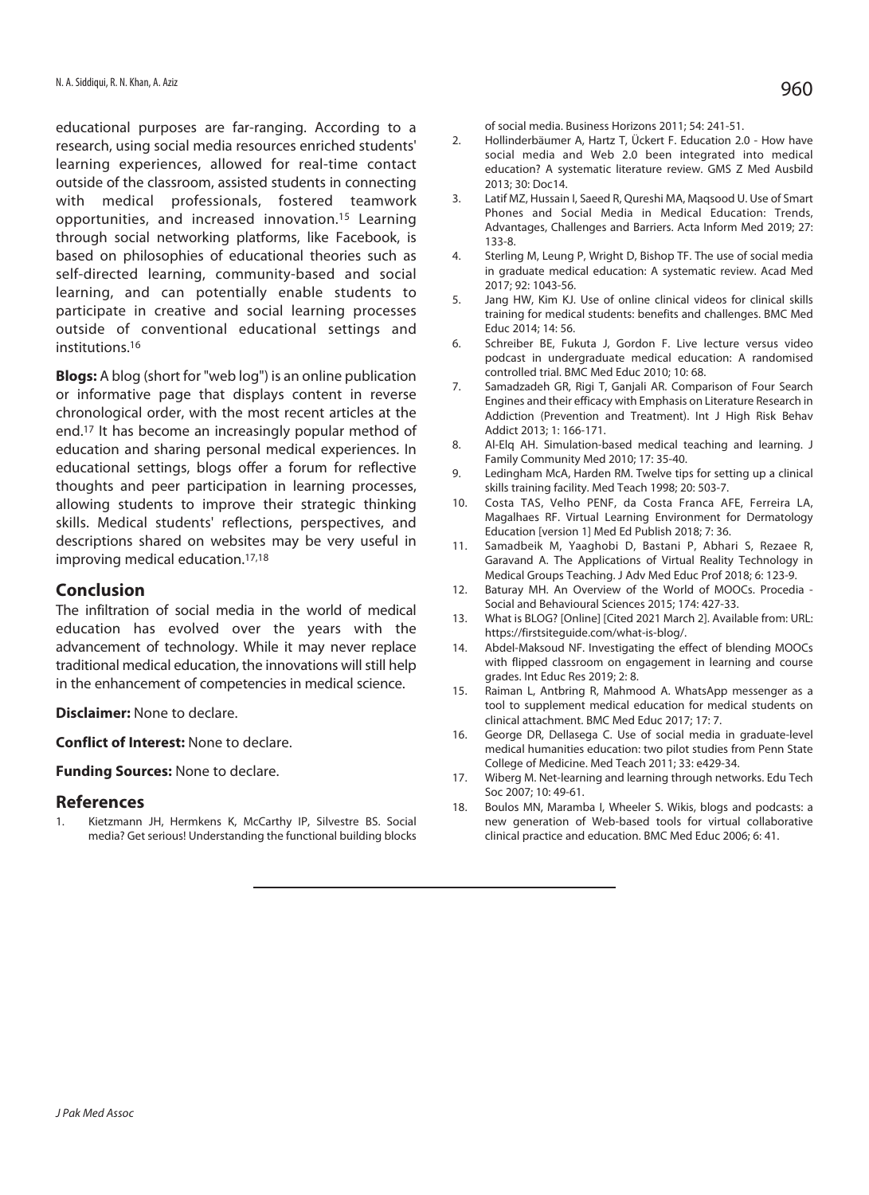educational purposes are far-ranging. According to a research, using social media resources enriched students' learning experiences, allowed for real-time contact outside of the classroom, assisted students in connecting with medical professionals, fostered teamwork opportunities, and increased innovation.[15] Learning through social networking platforms, like Facebook, is based on philosophies of educational theories such as self-directed learning, community-based and social learning, and can potentially enable students to participate in creative and social learning processes outside of conventional educational settings and institutions.[16]

**Blogs:** A blog (short for "web log") is an online publication or informative page that displays content in reverse chronological order, with the most recent articles at the end.[17] It has become an increasingly popular method of education and sharing personal medical experiences. In educational settings, blogs offer a forum for reflective thoughts and peer participation in learning processes, allowing students to improve their strategic thinking skills. Medical students' reflections, perspectives, and descriptions shared on websites may be very useful in improving medical education.[17,18]

## Conclusion

The infiltration of social media in the world of medical education has evolved over the years with the advancement of technology. While it may never replace traditional medical education, the innovations will still help in the enhancement of competencies in medical science.

**Disclaimer:** None to declare.

**Conflict of Interest:** None to declare.

**Funding Sources:** None to declare.

## References

1. Kietzmann JH, Hermkens K, McCarthy IP, Silvestre BS. Social media? Get serious! Understanding the functional building blocks of social media. Business Horizons 2011; 54: 241-51.
2. Hollinderbäumer A, Hartz T, Ückert F. Education 2.0 - How have social media and Web 2.0 been integrated into medical education? A systematic literature review. GMS Z Med Ausbild 2013; 30: Doc14.
3. Latif MZ, Hussain I, Saeed R, Qureshi MA, Maqsood U. Use of Smart Phones and Social Media in Medical Education: Trends, Advantages, Challenges and Barriers. Acta Inform Med 2019; 27: 133-8.
4. Sterling M, Leung P, Wright D, Bishop TF. The use of social media in graduate medical education: A systematic review. Acad Med 2017; 92: 1043-56.
5. Jang HW, Kim KJ. Use of online clinical videos for clinical skills training for medical students: benefits and challenges. BMC Med Educ 2014; 14: 56.
6. Schreiber BE, Fukuta J, Gordon F. Live lecture versus video podcast in undergraduate medical education: A randomised controlled trial. BMC Med Educ 2010; 10: 68.
7. Samadzadeh GR, Rigi T, Ganjali AR. Comparison of Four Search Engines and their efficacy with Emphasis on Literature Research in Addiction (Prevention and Treatment). Int J High Risk Behav Addict 2013; 1: 166-171.
8. Al-Elq AH. Simulation-based medical teaching and learning. J Family Community Med 2010; 17: 35-40.
9. Ledingham McA, Harden RM. Twelve tips for setting up a clinical skills training facility. Med Teach 1998; 20: 503-7.
10. Costa TAS, Velho PENF, da Costa Franca AFE, Ferreira LA, Magalhaes RF. Virtual Learning Environment for Dermatology Education [version 1] Med Ed Publish 2018; 7: 36.
11. Samadbeik M, Yaaghobi D, Bastani P, Abhari S, Rezaee R, Garavand A. The Applications of Virtual Reality Technology in Medical Groups Teaching. J Adv Med Educ Prof 2018; 6: 123-9.
12. Baturay MH. An Overview of the World of MOOCs. Procedia - Social and Behavioural Sciences 2015; 174: 427-33.
13. What is BLOG? [Online] [Cited 2021 March 2]. Available from: URL: https://firstsiteguide.com/what-is-blog/.
14. Abdel-Maksoud NF. Investigating the effect of blending MOOCs with flipped classroom on engagement in learning and course grades. Int Educ Res 2019; 2: 8.
15. Raiman L, Antbring R, Mahmood A. WhatsApp messenger as a tool to supplement medical education for medical students on clinical attachment. BMC Med Educ 2017; 17: 7.
16. George DR, Dellasega C. Use of social media in graduate-level medical humanities education: two pilot studies from Penn State College of Medicine. Med Teach 2011; 33: e429-34.
17. Wiberg M. Net-learning and learning through networks. Edu Tech Soc 2007; 10: 49-61.
18. Boulos MN, Maramba I, Wheeler S. Wikis, blogs and podcasts: a new generation of Web-based tools for virtual collaborative clinical practice and education. BMC Med Educ 2006; 6: 41.